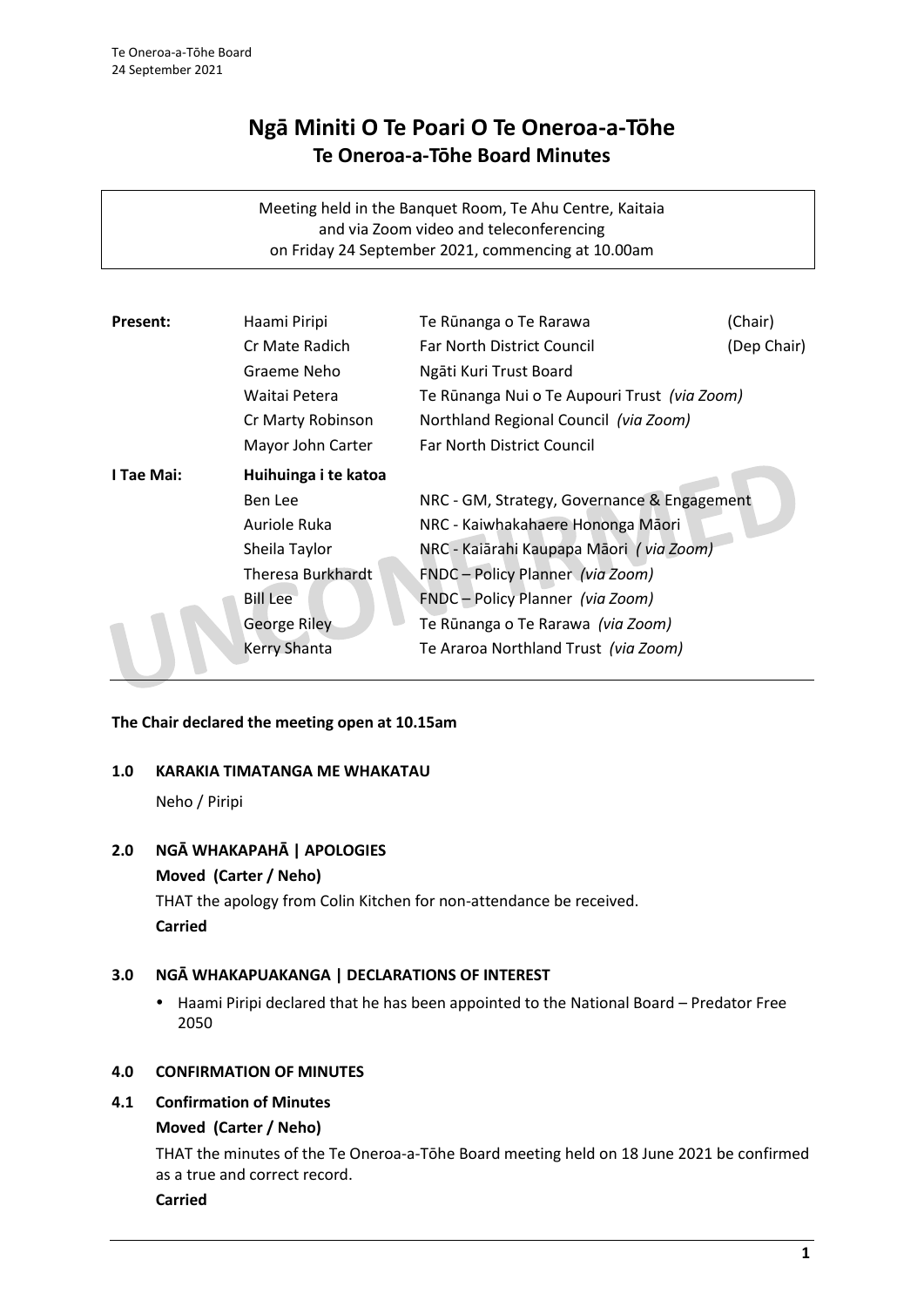# Ngā Miniti O Te Poari O Te Oneroa-a-Tōhe
## Te Oneroa-a-Tōhe Board Minutes

Meeting held in the Banquet Room, Te Ahu Centre, Kaitaia
and via Zoom video and teleconferencing
on Friday 24 September 2021, commencing at 10.00am

| | | | |
|---|---|---|---|
| **Present:** | Haami Piripi | Te Rūnanga o Te Rarawa | (Chair) |
| | Cr Mate Radich | Far North District Council | (Dep Chair) |
| | Graeme Neho | Ngāti Kuri Trust Board | |
| | Waitai Petera | Te Rūnanga Nui o Te Aupouri Trust *(via Zoom)* | |
| | Cr Marty Robinson | Northland Regional Council *(via Zoom)* | |
| | Mayor John Carter | Far North District Council | |
| **I Tae Mai:** | **Huihuinga i te katoa** | | |
| | Ben Lee | NRC - GM, Strategy, Governance & Engagement | |
| | Auriole Ruka | NRC - Kaiwhakahaere Hononga Māori | |
| | Sheila Taylor | NRC - Kaiārahi Kaupapa Māori *( via Zoom)* | |
| | Theresa Burkhardt | FNDC – Policy Planner *(via Zoom)* | |
| | Bill Lee | FNDC – Policy Planner *(via Zoom)* | |
| | George Riley | Te Rūnanga o Te Rarawa *(via Zoom)* | |
| | Kerry Shanta | Te Araroa Northland Trust *(via Zoom)* | |

**The Chair declared the meeting open at 10.15am**

### 1.0 KARAKIA TIMATANGA ME WHAKATAU

Neho / Piripi

### 2.0 NGĀ WHAKAPAHĀ | APOLOGIES

**Moved (Carter / Neho)**

THAT the apology from Colin Kitchen for non-attendance be received.

**Carried**

### 3.0 NGĀ WHAKAPUAKANGA | DECLARATIONS OF INTEREST

- Haami Piripi declared that he has been appointed to the National Board – Predator Free 2050

### 4.0 CONFIRMATION OF MINUTES

### 4.1 Confirmation of Minutes

**Moved (Carter / Neho)**

THAT the minutes of the Te Oneroa-a-Tōhe Board meeting held on 18 June 2021 be confirmed as a true and correct record.

**Carried**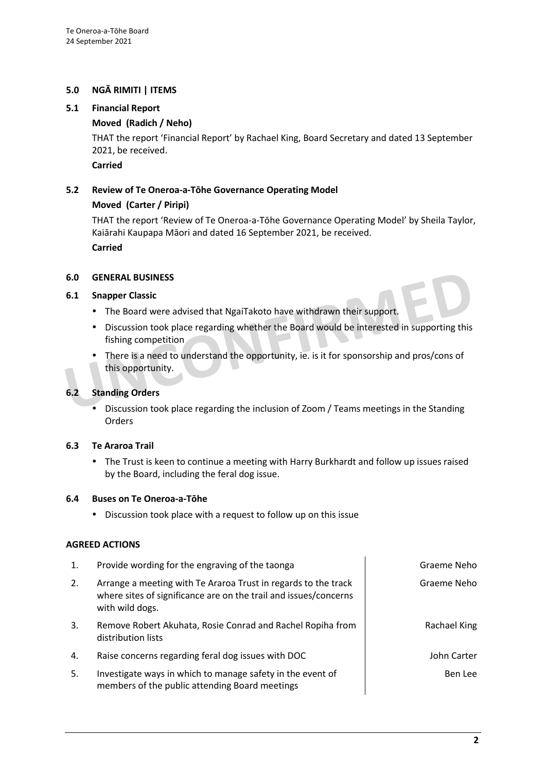## 5.0 NGĀ RIMITI | ITEMS

### 5.1 Financial Report

**Moved (Radich / Neho)**

THAT the report 'Financial Report' by Rachael King, Board Secretary and dated 13 September 2021, be received.

**Carried**

### 5.2 Review of Te Oneroa-a-Tōhe Governance Operating Model

**Moved (Carter / Piripi)**

THAT the report 'Review of Te Oneroa-a-Tōhe Governance Operating Model' by Sheila Taylor, Kaiārahi Kaupapa Māori and dated 16 September 2021, be received.

**Carried**

## 6.0 GENERAL BUSINESS

### 6.1 Snapper Classic

- The Board were advised that NgaiTakoto have withdrawn their support.
- Discussion took place regarding whether the Board would be interested in supporting this fishing competition
- There is a need to understand the opportunity, ie. is it for sponsorship and pros/cons of this opportunity.

### 6.2 Standing Orders

- Discussion took place regarding the inclusion of Zoom / Teams meetings in the Standing Orders

### 6.3 Te Araroa Trail

- The Trust is keen to continue a meeting with Harry Burkhardt and follow up issues raised by the Board, including the feral dog issue.

### 6.4 Buses on Te Oneroa-a-Tōhe

- Discussion took place with a request to follow up on this issue

**AGREED ACTIONS**

| | | |
|---|---|---|
| 1. | Provide wording for the engraving of the taonga | Graeme Neho |
| 2. | Arrange a meeting with Te Araroa Trust in regards to the track where sites of significance are on the trail and issues/concerns with wild dogs. | Graeme Neho |
| 3. | Remove Robert Akuhata, Rosie Conrad and Rachel Ropiha from distribution lists | Rachael King |
| 4. | Raise concerns regarding feral dog issues with DOC | John Carter |
| 5. | Investigate ways in which to manage safety in the event of members of the public attending Board meetings | Ben Lee |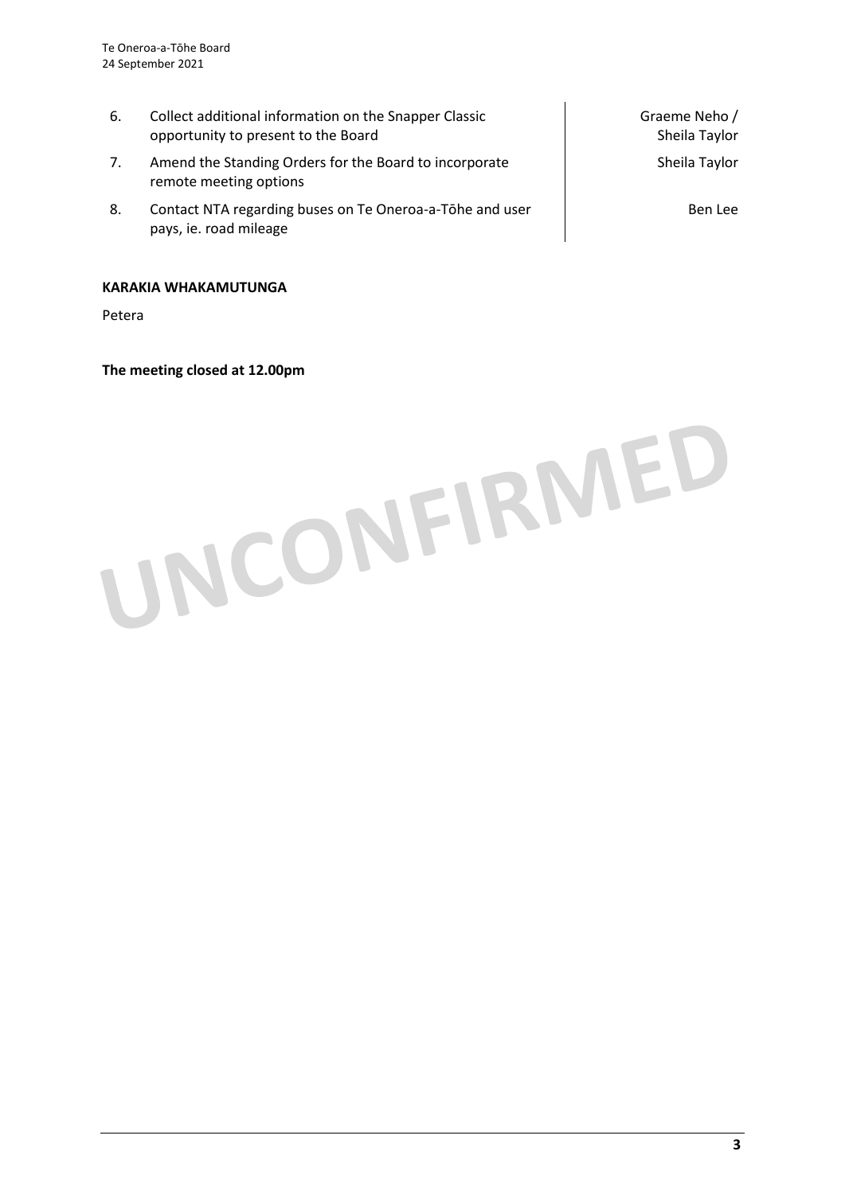| | | |
|---|---|---|
| 6. | Collect additional information on the Snapper Classic opportunity to present to the Board | Graeme Neho / Sheila Taylor |
| 7. | Amend the Standing Orders for the Board to incorporate remote meeting options | Sheila Taylor |
| 8. | Contact NTA regarding buses on Te Oneroa-a-Tōhe and user pays, ie. road mileage | Ben Lee |

**KARAKIA WHAKAMUTUNGA**

Petera

**The meeting closed at 12.00pm**

UNCONFIRMED